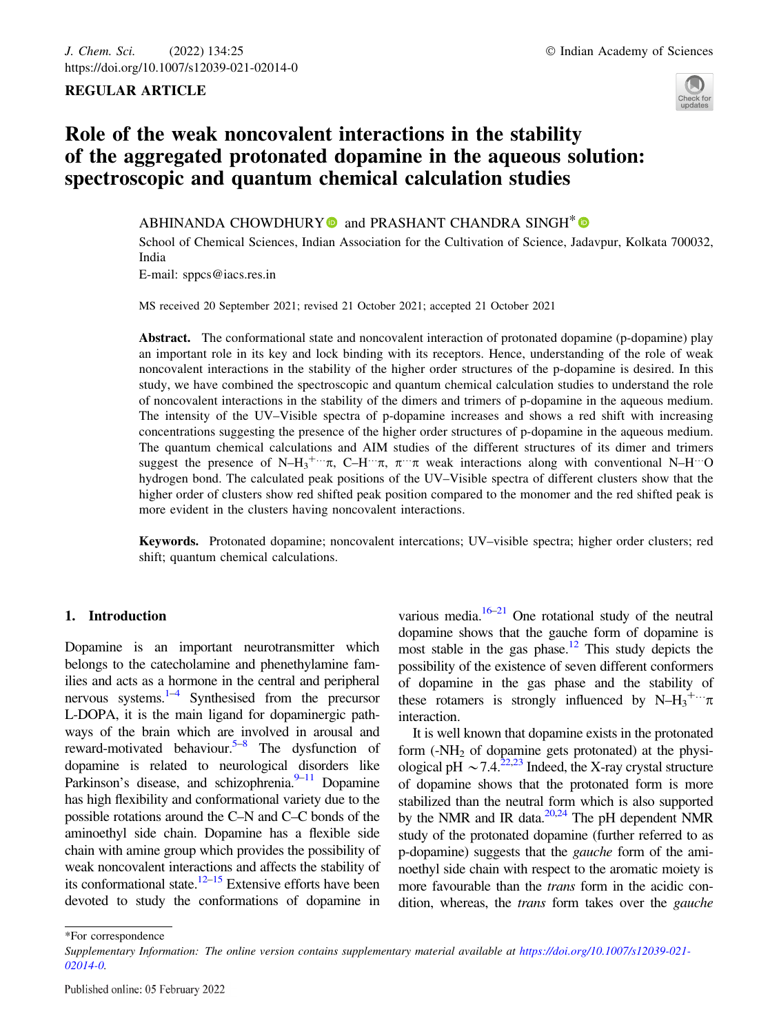REGULAR ARTICLE

# Role of the weak noncovalent interactions in the stability of the aggregated protonated dopamine in the aqueous solution: spectroscopic and quantum chemical calculation studies

ABHINANDA CHOWDHURY and PRASHANT CHANDRA SINGH*

School of Chemical Sciences, Indian Association for the Cultivation of Science, Jadavpur, Kolkata 700032, India

E-mail: sppcs@iacs.res.in

MS received 20 September 2021; revised 21 October 2021; accepted 21 October 2021

**Abstract.** The conformational state and noncovalent interaction of protonated dopamine (p-dopamine) play an important role in its key and lock binding with its receptors. Hence, understanding of the role of weak noncovalent interactions in the stability of the higher order structures of the p-dopamine is desired. In this study, we have combined the spectroscopic and quantum chemical calculation studies to understand the role of noncovalent interactions in the stability of the dimers and trimers of p-dopamine in the aqueous medium. The intensity of the UV–Visible spectra of p-dopamine increases and shows a red shift with increasing concentrations suggesting the presence of the higher order structures of p-dopamine in the aqueous medium. The quantum chemical calculations and AIM studies of the different structures of its dimer and trimers suggest the presence of $N–H_3^{+}\cdots\pi$, $C–H\cdots\pi$, $\pi\cdots\pi$ weak interactions along with conventional $N–H\cdots O$ hydrogen bond. The calculated peak positions of the UV–Visible spectra of different clusters show that the higher order of clusters show red shifted peak position compared to the monomer and the red shifted peak is more evident in the clusters having noncovalent interactions.

**Keywords.** Protonated dopamine; noncovalent intercations; UV–visible spectra; higher order clusters; red shift; quantum chemical calculations.

## 1. Introduction

Dopamine is an important neurotransmitter which belongs to the catecholamine and phenethylamine families and acts as a hormone in the central and peripheral nervous systems.[1–4] Synthesised from the precursor L-DOPA, it is the main ligand for dopaminergic pathways of the brain which are involved in arousal and reward-motivated behaviour.[5–8] The dysfunction of dopamine is related to neurological disorders like Parkinson's disease, and schizophrenia.[9–11] Dopamine has high flexibility and conformational variety due to the possible rotations around the C–N and C–C bonds of the aminoethyl side chain. Dopamine has a flexible side chain with amine group which provides the possibility of weak noncovalent interactions and affects the stability of its conformational state.[12–15] Extensive efforts have been devoted to study the conformations of dopamine in various media.[16–21] One rotational study of the neutral dopamine shows that the gauche form of dopamine is most stable in the gas phase.[12] This study depicts the possibility of the existence of seven different conformers of dopamine in the gas phase and the stability of these rotamers is strongly influenced by $N–H_3^{+}\cdots\pi$ interaction.

It is well known that dopamine exists in the protonated form (-$NH_2$ of dopamine gets protonated) at the physiological pH $\sim$7.4.[22,23] Indeed, the X-ray crystal structure of dopamine shows that the protonated form is more stabilized than the neutral form which is also supported by the NMR and IR data.[20,24] The pH dependent NMR study of the protonated dopamine (further referred to as p-dopamine) suggests that the *gauche* form of the aminoethyl side chain with respect to the aromatic moiety is more favourable than the *trans* form in the acidic condition, whereas, the *trans* form takes over the *gauche*

*For correspondence

*Supplementary Information: The online version contains supplementary material available at https://doi.org/10.1007/s12039-021-02014-0.*

Published online: 05 February 2022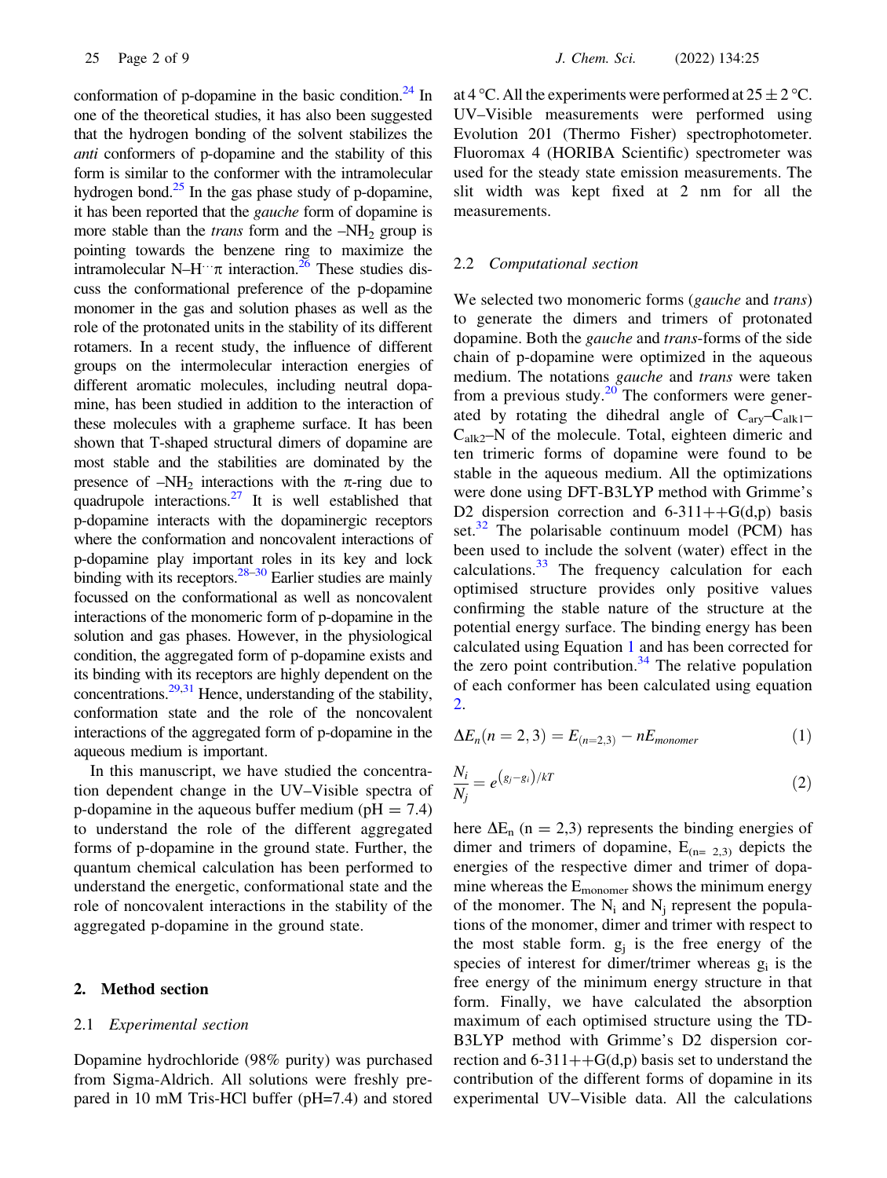conformation of p-dopamine in the basic condition.[24] In one of the theoretical studies, it has also been suggested that the hydrogen bonding of the solvent stabilizes the *anti* conformers of p-dopamine and the stability of this form is similar to the conformer with the intramolecular hydrogen bond.[25] In the gas phase study of p-dopamine, it has been reported that the *gauche* form of dopamine is more stable than the *trans* form and the $-NH_2$ group is pointing towards the benzene ring to maximize the intramolecular N–H···π interaction.[26] These studies discuss the conformational preference of the p-dopamine monomer in the gas and solution phases as well as the role of the protonated units in the stability of its different rotamers. In a recent study, the influence of different groups on the intermolecular interaction energies of different aromatic molecules, including neutral dopamine, has been studied in addition to the interaction of these molecules with a grapheme surface. It has been shown that T-shaped structural dimers of dopamine are most stable and the stabilities are dominated by the presence of $-NH_2$ interactions with the π-ring due to quadrupole interactions.[27] It is well established that p-dopamine interacts with the dopaminergic receptors where the conformation and noncovalent interactions of p-dopamine play important roles in its key and lock binding with its receptors.[28–30] Earlier studies are mainly focussed on the conformational as well as noncovalent interactions of the monomeric form of p-dopamine in the solution and gas phases. However, in the physiological condition, the aggregated form of p-dopamine exists and its binding with its receptors are highly dependent on the concentrations.[29,31] Hence, understanding of the stability, conformation state and the role of the noncovalent interactions of the aggregated form of p-dopamine in the aqueous medium is important.

In this manuscript, we have studied the concentration dependent change in the UV–Visible spectra of p-dopamine in the aqueous buffer medium (pH = 7.4) to understand the role of the different aggregated forms of p-dopamine in the ground state. Further, the quantum chemical calculation has been performed to understand the energetic, conformational state and the role of noncovalent interactions in the stability of the aggregated p-dopamine in the ground state.

## 2. Method section

### 2.1 *Experimental section*

Dopamine hydrochloride (98% purity) was purchased from Sigma-Aldrich. All solutions were freshly prepared in 10 mM Tris-HCl buffer (pH=7.4) and stored at 4 °C. All the experiments were performed at 25 ± 2 °C. UV–Visible measurements were performed using Evolution 201 (Thermo Fisher) spectrophotometer. Fluoromax 4 (HORIBA Scientific) spectrometer was used for the steady state emission measurements. The slit width was kept fixed at 2 nm for all the measurements.

### 2.2 *Computational section*

We selected two monomeric forms (*gauche* and *trans*) to generate the dimers and trimers of protonated dopamine. Both the *gauche* and *trans*-forms of the side chain of p-dopamine were optimized in the aqueous medium. The notations *gauche* and *trans* were taken from a previous study.[20] The conformers were generated by rotating the dihedral angle of $C_{ary}$–$C_{alk1}$–$C_{alk2}$–N of the molecule. Total, eighteen dimeric and ten trimeric forms of dopamine were found to be stable in the aqueous medium. All the optimizations were done using DFT-B3LYP method with Grimme's D2 dispersion correction and 6-311++G(d,p) basis set.[32] The polarisable continuum model (PCM) has been used to include the solvent (water) effect in the calculations.[33] The frequency calculation for each optimised structure provides only positive values confirming the stable nature of the structure at the potential energy surface. The binding energy has been calculated using Equation 1 and has been corrected for the zero point contribution.[34] The relative population of each conformer has been calculated using equation 2.

$$\Delta E_n(n=2,3) = E_{(n=2,3)} - nE_{monomer} \tag{1}$$

$$\frac{N_i}{N_j} = e^{(g_j - g_i)/kT} \tag{2}$$

here $\Delta E_n$ (n = 2,3) represents the binding energies of dimer and trimers of dopamine, $E_{(n=2,3)}$ depicts the energies of the respective dimer and trimer of dopamine whereas the $E_{monomer}$ shows the minimum energy of the monomer. The $N_i$ and $N_j$ represent the populations of the monomer, dimer and trimer with respect to the most stable form. $g_j$ is the free energy of the species of interest for dimer/trimer whereas $g_i$ is the free energy of the minimum energy structure in that form. Finally, we have calculated the absorption maximum of each optimised structure using the TD-B3LYP method with Grimme's D2 dispersion correction and 6-311++G(d,p) basis set to understand the contribution of the different forms of dopamine in its experimental UV–Visible data. All the calculations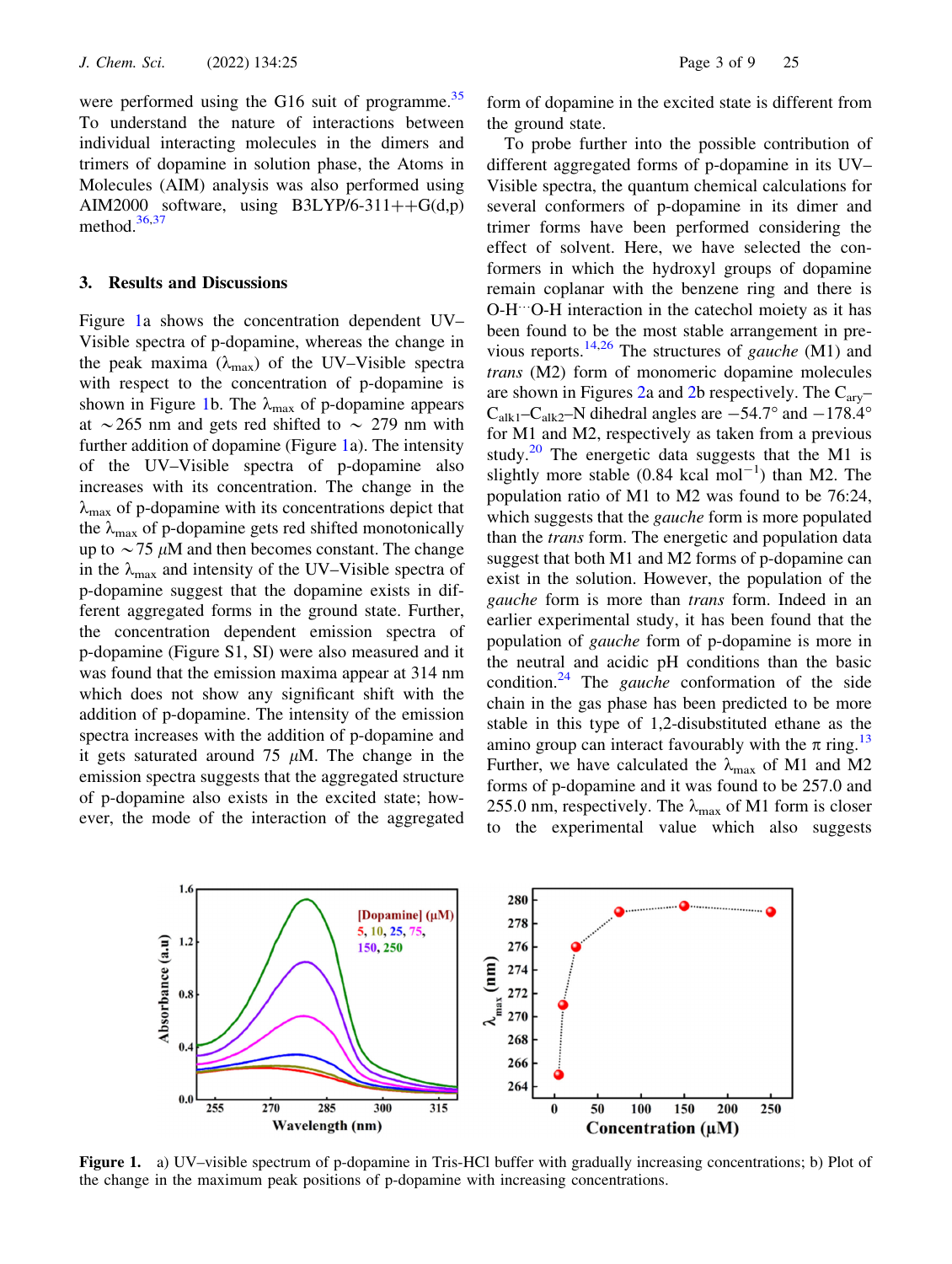were performed using the G16 suit of programme.[35] To understand the nature of interactions between individual interacting molecules in the dimers and trimers of dopamine in solution phase, the Atoms in Molecules (AIM) analysis was also performed using AIM2000 software, using B3LYP/6-311++G(d,p) method.[36,37]

## 3. Results and Discussions

Figure 1a shows the concentration dependent UV–Visible spectra of p-dopamine, whereas the change in the peak maxima ($\lambda_{max}$) of the UV–Visible spectra with respect to the concentration of p-dopamine is shown in Figure 1b. The $\lambda_{max}$ of p-dopamine appears at ~265 nm and gets red shifted to ~ 279 nm with further addition of dopamine (Figure 1a). The intensity of the UV–Visible spectra of p-dopamine also increases with its concentration. The change in the $\lambda_{max}$ of p-dopamine with its concentrations depict that the $\lambda_{max}$ of p-dopamine gets red shifted monotonically up to ~75 $\mu$M and then becomes constant. The change in the $\lambda_{max}$ and intensity of the UV–Visible spectra of p-dopamine suggest that the dopamine exists in different aggregated forms in the ground state. Further, the concentration dependent emission spectra of p-dopamine (Figure S1, SI) were also measured and it was found that the emission maxima appear at 314 nm which does not show any significant shift with the addition of p-dopamine. The intensity of the emission spectra increases with the addition of p-dopamine and it gets saturated around 75 $\mu$M. The change in the emission spectra suggests that the aggregated structure of p-dopamine also exists in the excited state; however, the mode of the interaction of the aggregated form of dopamine in the excited state is different from the ground state.

To probe further into the possible contribution of different aggregated forms of p-dopamine in its UV–Visible spectra, the quantum chemical calculations for several conformers of p-dopamine in its dimer and trimer forms have been performed considering the effect of solvent. Here, we have selected the conformers in which the hydroxyl groups of dopamine remain coplanar with the benzene ring and there is O-H···O-H interaction in the catechol moiety as it has been found to be the most stable arrangement in previous reports.[14,26] The structures of *gauche* (M1) and *trans* (M2) form of monomeric dopamine molecules are shown in Figures 2a and 2b respectively. The $C_{ary}$–$C_{alk1}$–$C_{alk2}$–N dihedral angles are −54.7° and −178.4° for M1 and M2, respectively as taken from a previous study.[20] The energetic data suggests that the M1 is slightly more stable (0.84 kcal mol$^{-1}$) than M2. The population ratio of M1 to M2 was found to be 76:24, which suggests that the *gauche* form is more populated than the *trans* form. The energetic and population data suggest that both M1 and M2 forms of p-dopamine can exist in the solution. However, the population of the *gauche* form is more than *trans* form. Indeed in an earlier experimental study, it has been found that the population of *gauche* form of p-dopamine is more in the neutral and acidic pH conditions than the basic condition.[24] The *gauche* conformation of the side chain in the gas phase has been predicted to be more stable in this type of 1,2-disubstituted ethane as the amino group can interact favourably with the $\pi$ ring.[13] Further, we have calculated the $\lambda_{max}$ of M1 and M2 forms of p-dopamine and it was found to be 257.0 and 255.0 nm, respectively. The $\lambda_{max}$ of M1 form is closer to the experimental value which also suggests

**Figure 1.** a) UV–visible spectrum of p-dopamine in Tris-HCl buffer with gradually increasing concentrations; b) Plot of the change in the maximum peak positions of p-dopamine with increasing concentrations.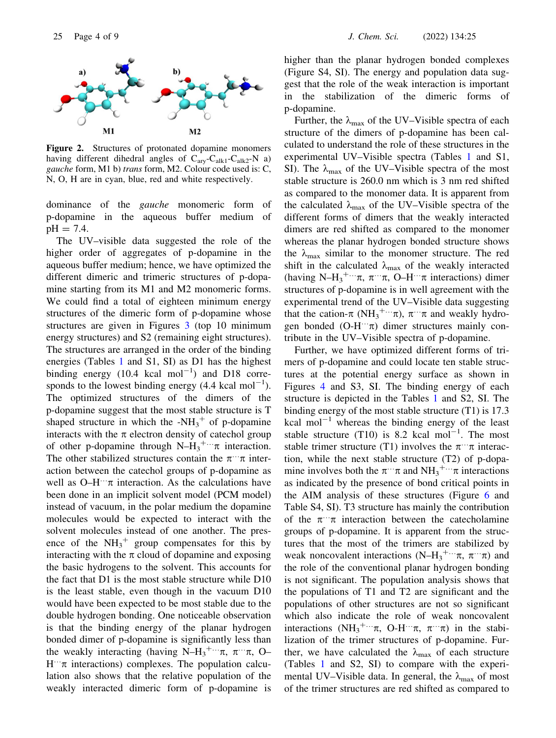Figure 2. Structures of protonated dopamine monomers having different dihedral angles of $C_{ary}$-$C_{alk1}$-$C_{alk2}$-N a) *gauche* form, M1 b) *trans* form, M2. Colour code used is: C, N, O, H are in cyan, blue, red and white respectively.

dominance of the *gauche* monomeric form of p-dopamine in the aqueous buffer medium of pH = 7.4.

The UV–visible data suggested the role of the higher order of aggregates of p-dopamine in the aqueous buffer medium; hence, we have optimized the different dimeric and trimeric structures of p-dopamine starting from its M1 and M2 monomeric forms. We could find a total of eighteen minimum energy structures of the dimeric form of p-dopamine whose structures are given in Figures 3 (top 10 minimum energy structures) and S2 (remaining eight structures). The structures are arranged in the order of the binding energies (Tables 1 and S1, SI) as D1 has the highest binding energy (10.4 kcal $mol^{-1}$) and D18 corresponds to the lowest binding energy (4.4 kcal $mol^{-1}$). The optimized structures of the dimers of the p-dopamine suggest that the most stable structure is T shaped structure in which the -$NH_3^+$ of p-dopamine interacts with the π electron density of catechol group of other p-dopamine through N–$H_3^{+}$···π interaction. The other stabilized structures contain the π···π interaction between the catechol groups of p-dopamine as well as O–H···π interaction. As the calculations have been done in an implicit solvent model (PCM model) instead of vacuum, in the polar medium the dopamine molecules would be expected to interact with the solvent molecules instead of one another. The presence of the $NH_3^+$ group compensates for this by interacting with the π cloud of dopamine and exposing the basic hydrogens to the solvent. This accounts for the fact that D1 is the most stable structure while D10 is the least stable, even though in the vacuum D10 would have been expected to be most stable due to the double hydrogen bonding. One noticeable observation is that the binding energy of the planar hydrogen bonded dimer of p-dopamine is significantly less than the weakly interacting (having N–$H_3^{+}$···π, π···π, O–H···π interactions) complexes. The population calculation also shows that the relative population of the weakly interacted dimeric form of p-dopamine is higher than the planar hydrogen bonded complexes (Figure S4, SI). The energy and population data suggest that the role of the weak interaction is important in the stabilization of the dimeric forms of p-dopamine.

Further, the $\lambda_{max}$ of the UV–Visible spectra of each structure of the dimers of p-dopamine has been calculated to understand the role of these structures in the experimental UV–Visible spectra (Tables 1 and S1, SI). The $\lambda_{max}$ of the UV–Visible spectra of the most stable structure is 260.0 nm which is 3 nm red shifted as compared to the monomer data. It is apparent from the calculated $\lambda_{max}$ of the UV–Visible spectra of the different forms of dimers that the weakly interacted dimers are red shifted as compared to the monomer whereas the planar hydrogen bonded structure shows the $\lambda_{max}$ similar to the monomer structure. The red shift in the calculated $\lambda_{max}$ of the weakly interacted (having N–$H_3^{+}$···π, π···π, O–H···π interactions) dimer structures of p-dopamine is in well agreement with the experimental trend of the UV–Visible data suggesting that the cation-π ($NH_3^{+}$···π), π···π and weakly hydrogen bonded (O-H···π) dimer structures mainly contribute in the UV–Visible spectra of p-dopamine.

Further, we have optimized different forms of trimers of p-dopamine and could locate ten stable structures at the potential energy surface as shown in Figures 4 and S3, SI. The binding energy of each structure is depicted in the Tables 1 and S2, SI. The binding energy of the most stable structure (T1) is 17.3 kcal $mol^{-1}$ whereas the binding energy of the least stable structure (T10) is 8.2 kcal $mol^{-1}$. The most stable trimer structure (T1) involves the π···π interaction, while the next stable structure (T2) of p-dopamine involves both the π···π and $NH_3^{+}$···π interactions as indicated by the presence of bond critical points in the AIM analysis of these structures (Figure 6 and Table S4, SI). T3 structure has mainly the contribution of the π···π interaction between the catecholamine groups of p-dopamine. It is apparent from the structures that the most of the trimers are stabilized by weak noncovalent interactions (N–$H_3^{+}$···π, π···π) and the role of the conventional planar hydrogen bonding is not significant. The population analysis shows that the populations of T1 and T2 are significant and the populations of other structures are not so significant which also indicate the role of weak noncovalent interactions ($NH_3^{+}$···π, O-H···π, π···π) in the stabilization of the trimer structures of p-dopamine. Further, we have calculated the $\lambda_{max}$ of each structure (Tables 1 and S2, SI) to compare with the experimental UV–Visible data. In general, the $\lambda_{max}$ of most of the trimer structures are red shifted as compared to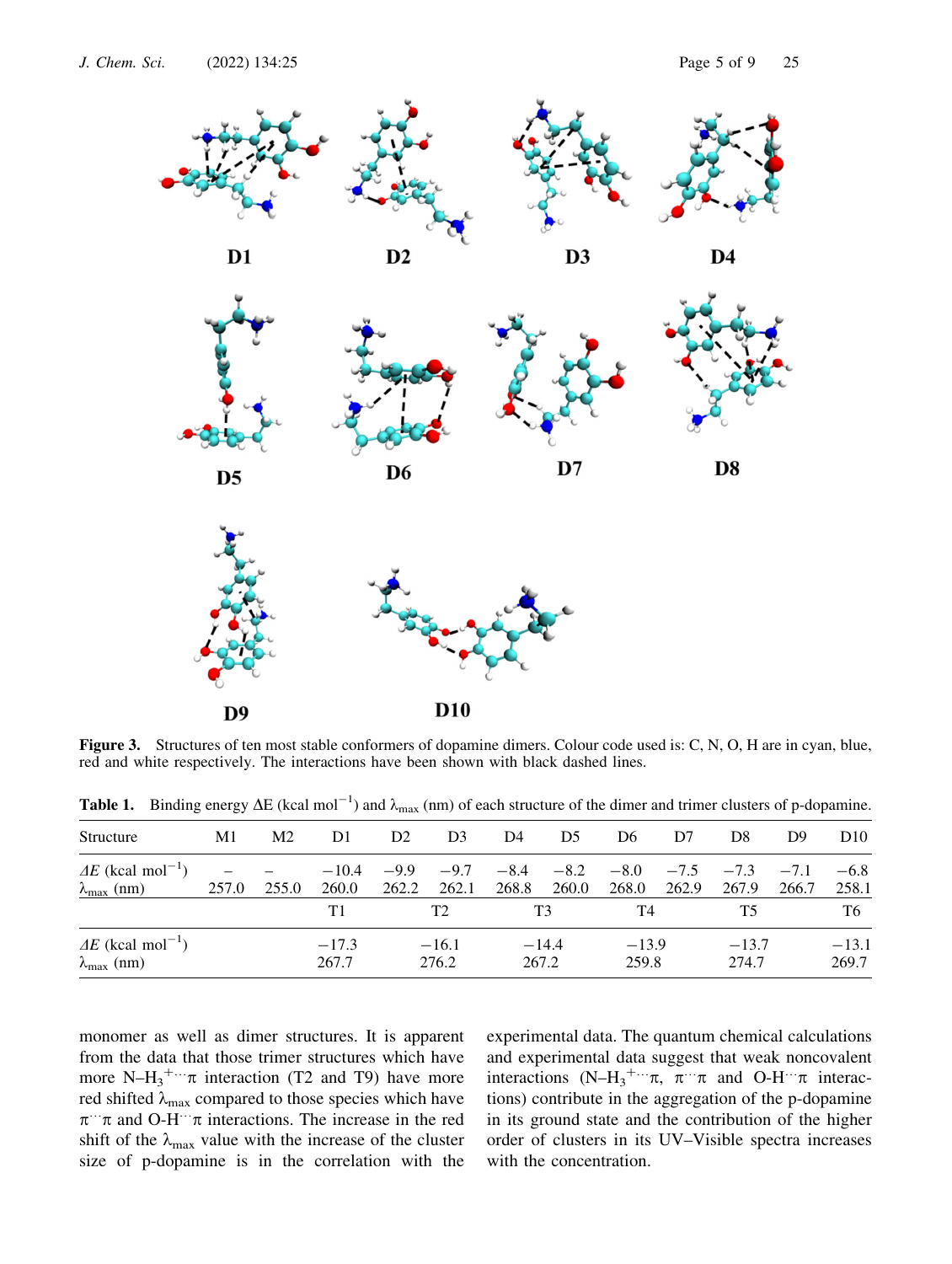**Figure 3.** Structures of ten most stable conformers of dopamine dimers. Colour code used is: C, N, O, H are in cyan, blue, red and white respectively. The interactions have been shown with black dashed lines.

**Table 1.** Binding energy ΔE (kcal $mol^{-1}$) and $\lambda_{max}$ (nm) of each structure of the dimer and trimer clusters of p-dopamine.

| Structure | M1 | M2 | D1 | D2 | D3 | D4 | D5 | D6 | D7 | D8 | D9 | D10 |
|---|---|---|---|---|---|---|---|---|---|---|---|---|
| *ΔE* (kcal $mol^{-1}$) | – | – | −10.4 | −9.9 | −9.7 | −8.4 | −8.2 | −8.0 | −7.5 | −7.3 | −7.1 | −6.8 |
| $\lambda_{max}$ (nm) | 257.0 | 255.0 | 260.0 | 262.2 | 262.1 | 268.8 | 260.0 | 268.0 | 262.9 | 267.9 | 266.7 | 258.1 |
| | | | T1 | | T2 | | T3 | | T4 | | T5 | T6 |
| *ΔE* (kcal $mol^{-1}$) | | | −17.3 | | −16.1 | | −14.4 | | −13.9 | | −13.7 | −13.1 |
| $\lambda_{max}$ (nm) | | | 267.7 | | 276.2 | | 267.2 | | 259.8 | | 274.7 | 269.7 |

monomer as well as dimer structures. It is apparent from the data that those trimer structures which have more $N–H_3^{+}\cdots\pi$ interaction (T2 and T9) have more red shifted $\lambda_{max}$ compared to those species which have $\pi\cdots\pi$ and $O\text{-}H\cdots\pi$ interactions. The increase in the red shift of the $\lambda_{max}$ value with the increase of the cluster size of p-dopamine is in the correlation with the experimental data. The quantum chemical calculations and experimental data suggest that weak noncovalent interactions ($N–H_3^{+}\cdots\pi$, $\pi\cdots\pi$ and $O\text{-}H\cdots\pi$ interactions) contribute in the aggregation of the p-dopamine in its ground state and the contribution of the higher order of clusters in its UV–Visible spectra increases with the concentration.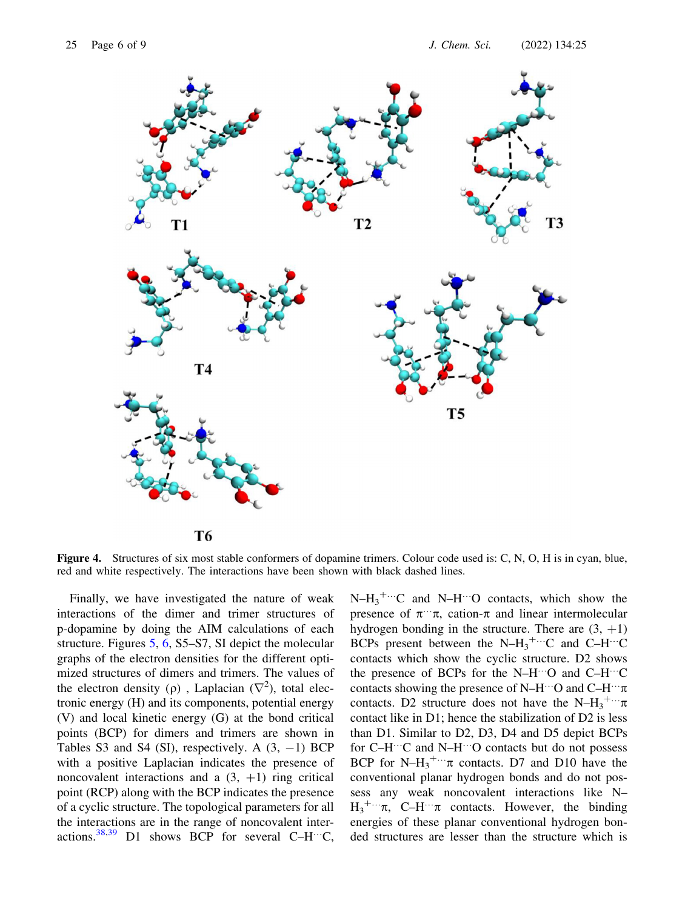**Figure 4.** Structures of six most stable conformers of dopamine trimers. Colour code used is: C, N, O, H is in cyan, blue, red and white respectively. The interactions have been shown with black dashed lines.

Finally, we have investigated the nature of weak interactions of the dimer and trimer structures of p-dopamine by doing the AIM calculations of each structure. Figures 5, 6, S5–S7, SI depict the molecular graphs of the electron densities for the different optimized structures of dimers and trimers. The values of the electron density (ρ), Laplacian ($\nabla^2$), total electronic energy (H) and its components, potential energy (V) and local kinetic energy (G) at the bond critical points (BCP) for dimers and trimers are shown in Tables S3 and S4 (SI), respectively. A (3, −1) BCP with a positive Laplacian indicates the presence of noncovalent interactions and a (3, +1) ring critical point (RCP) along with the BCP indicates the presence of a cyclic structure. The topological parameters for all the interactions are in the range of noncovalent interactions.[38,39] D1 shows BCP for several C–H···C, N–$H_3^+$···C and N–H···O contacts, which show the presence of π···π, cation-π and linear intermolecular hydrogen bonding in the structure. There are (3, +1) BCPs present between the N–$H_3^+$···C and C–H···C contacts which show the cyclic structure. D2 shows the presence of BCPs for the N–H···O and C–H···C contacts showing the presence of N–H···O and C–H···π contacts. D2 structure does not have the N–$H_3^+$···π contact like in D1; hence the stabilization of D2 is less than D1. Similar to D2, D3, D4 and D5 depict BCPs for C–H···C and N–H···O contacts but do not possess BCP for N–$H_3^+$···π contacts. D7 and D10 have the conventional planar hydrogen bonds and do not possess any weak noncovalent interactions like N–$H_3^+$···π, C–H···π contacts. However, the binding energies of these planar conventional hydrogen bonded structures are lesser than the structure which is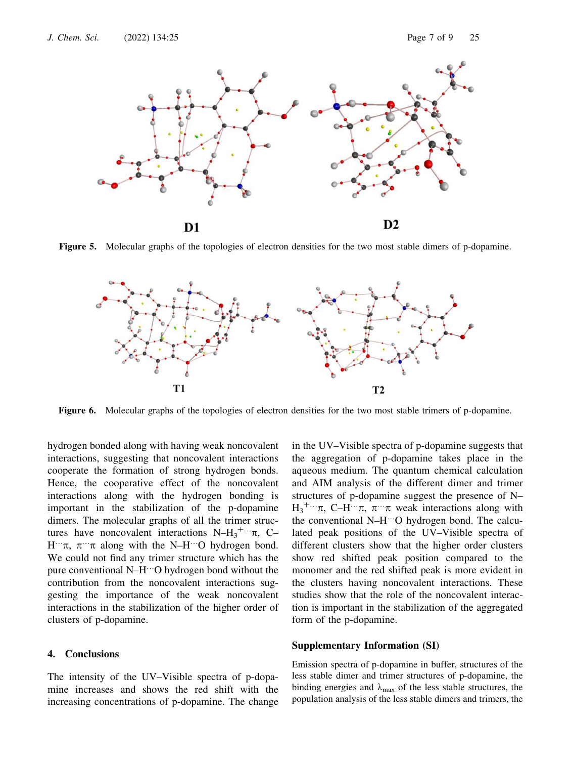**Figure 5.** Molecular graphs of the topologies of electron densities for the two most stable dimers of p-dopamine.

**Figure 6.** Molecular graphs of the topologies of electron densities for the two most stable trimers of p-dopamine.

hydrogen bonded along with having weak noncovalent interactions, suggesting that noncovalent interactions cooperate the formation of strong hydrogen bonds. Hence, the cooperative effect of the noncovalent interactions along with the hydrogen bonding is important in the stabilization of the p-dopamine dimers. The molecular graphs of all the trimer structures have noncovalent interactions N–$H_3^{+}\cdots\pi$, C–H$\cdots\pi$, $\pi\cdots\pi$ along with the N–H$\cdots$O hydrogen bond. We could not find any trimer structure which has the pure conventional N–H$\cdots$O hydrogen bond without the contribution from the noncovalent interactions suggesting the importance of the weak noncovalent interactions in the stabilization of the higher order of clusters of p-dopamine.

## 4. Conclusions

The intensity of the UV–Visible spectra of p-dopamine increases and shows the red shift with the increasing concentrations of p-dopamine. The change in the UV–Visible spectra of p-dopamine suggests that the aggregation of p-dopamine takes place in the aqueous medium. The quantum chemical calculation and AIM analysis of the different dimer and trimer structures of p-dopamine suggest the presence of N–$H_3^{+}\cdots\pi$, C–H$\cdots\pi$, $\pi\cdots\pi$ weak interactions along with the conventional N–H$\cdots$O hydrogen bond. The calculated peak positions of the UV–Visible spectra of different clusters show that the higher order clusters show red shifted peak position compared to the monomer and the red shifted peak is more evident in the clusters having noncovalent interactions. These studies show that the role of the noncovalent interaction is important in the stabilization of the aggregated form of the p-dopamine.

### Supplementary Information (SI)

Emission spectra of p-dopamine in buffer, structures of the less stable dimer and trimer structures of p-dopamine, the binding energies and $\lambda_{max}$ of the less stable structures, the population analysis of the less stable dimers and trimers, the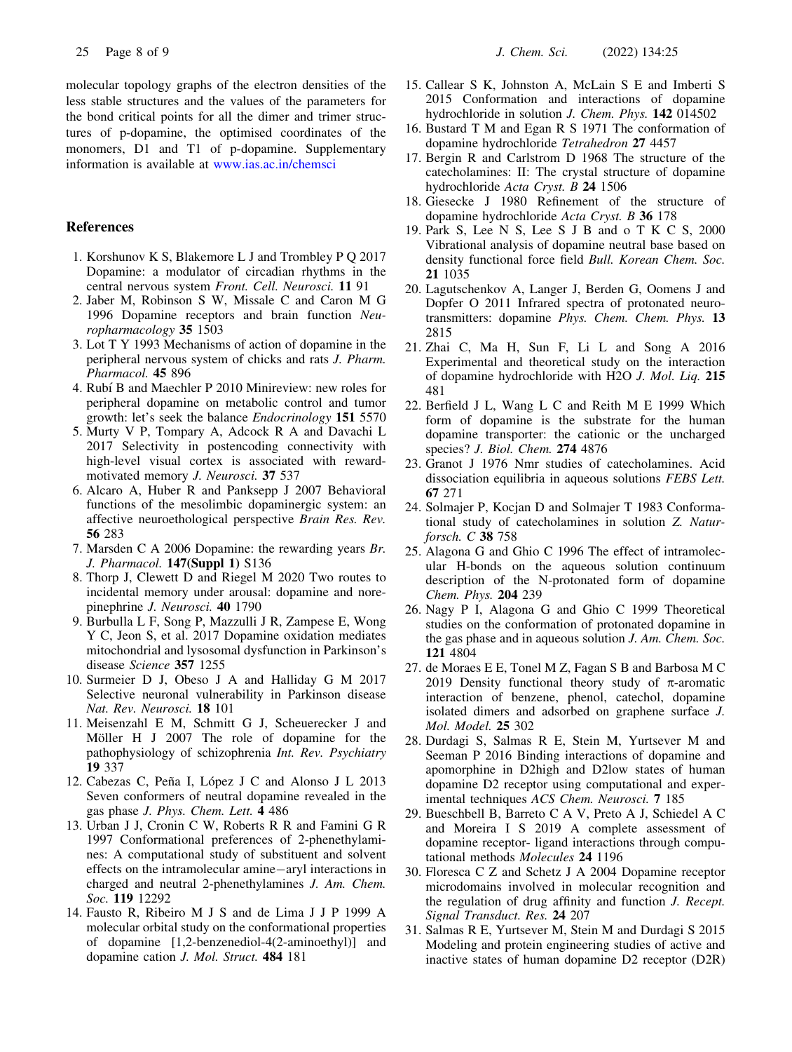molecular topology graphs of the electron densities of the less stable structures and the values of the parameters for the bond critical points for all the dimer and trimer structures of p-dopamine, the optimised coordinates of the monomers, D1 and T1 of p-dopamine. Supplementary information is available at www.ias.ac.in/chemsci

## References

1. Korshunov K S, Blakemore L J and Trombley P Q 2017 Dopamine: a modulator of circadian rhythms in the central nervous system *Front. Cell. Neurosci.* **11** 91
2. Jaber M, Robinson S W, Missale C and Caron M G 1996 Dopamine receptors and brain function *Neuropharmacology* **35** 1503
3. Lot T Y 1993 Mechanisms of action of dopamine in the peripheral nervous system of chicks and rats *J. Pharm. Pharmacol.* **45** 896
4. Rubí B and Maechler P 2010 Minireview: new roles for peripheral dopamine on metabolic control and tumor growth: let's seek the balance *Endocrinology* **151** 5570
5. Murty V P, Tompary A, Adcock R A and Davachi L 2017 Selectivity in postencoding connectivity with high-level visual cortex is associated with reward-motivated memory *J. Neurosci.* **37** 537
6. Alcaro A, Huber R and Panksepp J 2007 Behavioral functions of the mesolimbic dopaminergic system: an affective neuroethological perspective *Brain Res. Rev.* **56** 283
7. Marsden C A 2006 Dopamine: the rewarding years *Br. J. Pharmacol.* **147(Suppl 1)** S136
8. Thorp J, Clewett D and Riegel M 2020 Two routes to incidental memory under arousal: dopamine and norepinephrine *J. Neurosci.* **40** 1790
9. Burbulla L F, Song P, Mazzulli J R, Zampese E, Wong Y C, Jeon S, et al. 2017 Dopamine oxidation mediates mitochondrial and lysosomal dysfunction in Parkinson's disease *Science* **357** 1255
10. Surmeier D J, Obeso J A and Halliday G M 2017 Selective neuronal vulnerability in Parkinson disease *Nat. Rev. Neurosci.* **18** 101
11. Meisenzahl E M, Schmitt G J, Scheuerecker J and Möller H J 2007 The role of dopamine for the pathophysiology of schizophrenia *Int. Rev. Psychiatry* **19** 337
12. Cabezas C, Peña I, López J C and Alonso J L 2013 Seven conformers of neutral dopamine revealed in the gas phase *J. Phys. Chem. Lett.* **4** 486
13. Urban J J, Cronin C W, Roberts R R and Famini G R 1997 Conformational preferences of 2-phenethylamines: A computational study of substituent and solvent effects on the intramolecular amine−aryl interactions in charged and neutral 2-phenethylamines *J. Am. Chem. Soc.* **119** 12292
14. Fausto R, Ribeiro M J S and de Lima J J P 1999 A molecular orbital study on the conformational properties of dopamine [1,2-benzenediol-4(2-aminoethyl)] and dopamine cation *J. Mol. Struct.* **484** 181
15. Callear S K, Johnston A, McLain S E and Imberti S 2015 Conformation and interactions of dopamine hydrochloride in solution *J. Chem. Phys.* **142** 014502
16. Bustard T M and Egan R S 1971 The conformation of dopamine hydrochloride *Tetrahedron* **27** 4457
17. Bergin R and Carlstrom D 1968 The structure of the catecholamines: II: The crystal structure of dopamine hydrochloride *Acta Cryst. B* **24** 1506
18. Giesecke J 1980 Refinement of the structure of dopamine hydrochloride *Acta Cryst. B* **36** 178
19. Park S, Lee N S, Lee S J B and o T K C S, 2000 Vibrational analysis of dopamine neutral base based on density functional force field *Bull. Korean Chem. Soc.* **21** 1035
20. Lagutschenkov A, Langer J, Berden G, Oomens J and Dopfer O 2011 Infrared spectra of protonated neurotransmitters: dopamine *Phys. Chem. Chem. Phys.* **13** 2815
21. Zhai C, Ma H, Sun F, Li L and Song A 2016 Experimental and theoretical study on the interaction of dopamine hydrochloride with H2O *J. Mol. Liq.* **215** 481
22. Berfield J L, Wang L C and Reith M E 1999 Which form of dopamine is the substrate for the human dopamine transporter: the cationic or the uncharged species? *J. Biol. Chem.* **274** 4876
23. Granot J 1976 Nmr studies of catecholamines. Acid dissociation equilibria in aqueous solutions *FEBS Lett.* **67** 271
24. Solmajer P, Kocjan D and Solmajer T 1983 Conformational study of catecholamines in solution *Z. Naturforsch. C* **38** 758
25. Alagona G and Ghio C 1996 The effect of intramolecular H-bonds on the aqueous solution continuum description of the N-protonated form of dopamine *Chem. Phys.* **204** 239
26. Nagy P I, Alagona G and Ghio C 1999 Theoretical studies on the conformation of protonated dopamine in the gas phase and in aqueous solution *J. Am. Chem. Soc.* **121** 4804
27. de Moraes E E, Tonel M Z, Fagan S B and Barbosa M C 2019 Density functional theory study of π-aromatic interaction of benzene, phenol, catechol, dopamine isolated dimers and adsorbed on graphene surface *J. Mol. Model.* **25** 302
28. Durdagi S, Salmas R E, Stein M, Yurtsever M and Seeman P 2016 Binding interactions of dopamine and apomorphine in D2high and D2low states of human dopamine D2 receptor using computational and experimental techniques *ACS Chem. Neurosci.* **7** 185
29. Bueschbell B, Barreto C A V, Preto A J, Schiedel A C and Moreira I S 2019 A complete assessment of dopamine receptor- ligand interactions through computational methods *Molecules* **24** 1196
30. Floresca C Z and Schetz J A 2004 Dopamine receptor microdomains involved in molecular recognition and the regulation of drug affinity and function *J. Recept. Signal Transduct. Res.* **24** 207
31. Salmas R E, Yurtsever M, Stein M and Durdagi S 2015 Modeling and protein engineering studies of active and inactive states of human dopamine D2 receptor (D2R)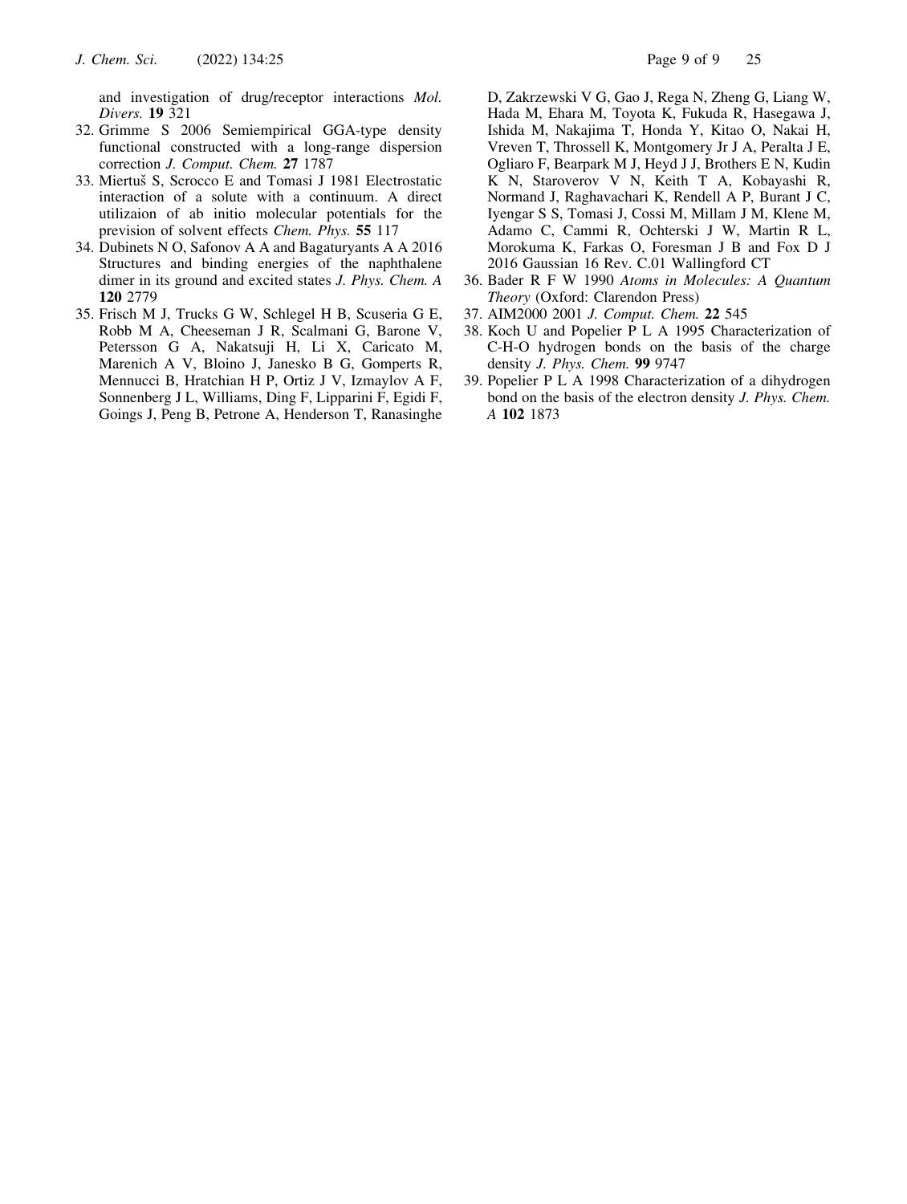and investigation of drug/receptor interactions *Mol. Divers.* **19** 321

32. Grimme S 2006 Semiempirical GGA-type density functional constructed with a long-range dispersion correction *J. Comput. Chem.* **27** 1787
33. Miertuš S, Scrocco E and Tomasi J 1981 Electrostatic interaction of a solute with a continuum. A direct utilizaion of ab initio molecular potentials for the prevision of solvent effects *Chem. Phys.* **55** 117
34. Dubinets N O, Safonov A A and Bagaturyants A A 2016 Structures and binding energies of the naphthalene dimer in its ground and excited states *J. Phys. Chem. A* **120** 2779
35. Frisch M J, Trucks G W, Schlegel H B, Scuseria G E, Robb M A, Cheeseman J R, Scalmani G, Barone V, Petersson G A, Nakatsuji H, Li X, Caricato M, Marenich A V, Bloino J, Janesko B G, Gomperts R, Mennucci B, Hratchian H P, Ortiz J V, Izmaylov A F, Sonnenberg J L, Williams, Ding F, Lipparini F, Egidi F, Goings J, Peng B, Petrone A, Henderson T, Ranasinghe D, Zakrzewski V G, Gao J, Rega N, Zheng G, Liang W, Hada M, Ehara M, Toyota K, Fukuda R, Hasegawa J, Ishida M, Nakajima T, Honda Y, Kitao O, Nakai H, Vreven T, Throssell K, Montgomery Jr J A, Peralta J E, Ogliaro F, Bearpark M J, Heyd J J, Brothers E N, Kudin K N, Staroverov V N, Keith T A, Kobayashi R, Normand J, Raghavachari K, Rendell A P, Burant J C, Iyengar S S, Tomasi J, Cossi M, Millam J M, Klene M, Adamo C, Cammi R, Ochterski J W, Martin R L, Morokuma K, Farkas O, Foresman J B and Fox D J 2016 Gaussian 16 Rev. C.01 Wallingford CT
36. Bader R F W 1990 *Atoms in Molecules: A Quantum Theory* (Oxford: Clarendon Press)
37. AIM2000 2001 *J. Comput. Chem.* **22** 545
38. Koch U and Popelier P L A 1995 Characterization of C-H-O hydrogen bonds on the basis of the charge density *J. Phys. Chem.* **99** 9747
39. Popelier P L A 1998 Characterization of a dihydrogen bond on the basis of the electron density *J. Phys. Chem. A* **102** 1873